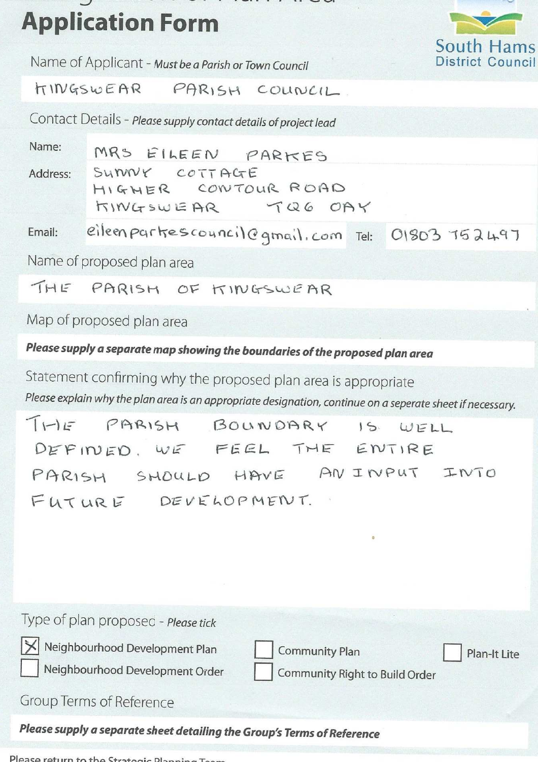# Application Form

South Hams District Council

Name of Applicant - *Must be a Parish or Town Council*

KINGSWEAR PARISH COUNCIL

Contact Details - *Please supply contact details of project lead*

Name: MRS EILEEN PARKES

Address: SUNNY COTTAGE
HIGHER CONTOUR ROAD
KINGSWEAR TQ6 0AY

Email: eileenparkescouncil@gmail.com Tel: 01803 752497

Name of proposed plan area

THE PARISH OF KINGSWEAR

Map of proposed plan area

***Please supply a separate map showing the boundaries of the proposed plan area***

Statement confirming why the proposed plan area is appropriate

*Please explain why the plan area is an appropriate designation, continue on a seperate sheet if necessary.*

THE PARISH BOUNDARY IS WELL DEFINED. WE FEEL THE ENTIRE PARISH SHOULD HAVE AN INPUT INTO FUTURE DEVELOPMENT.

Type of plan proposed - *Please tick*

- [x] Neighbourhood Development Plan
- [ ] Neighbourhood Development Order
- [ ] Community Plan
- [ ] Community Right to Build Order
- [ ] Plan-It Lite

Group Terms of Reference

***Please supply a separate sheet detailing the Group's Terms of Reference***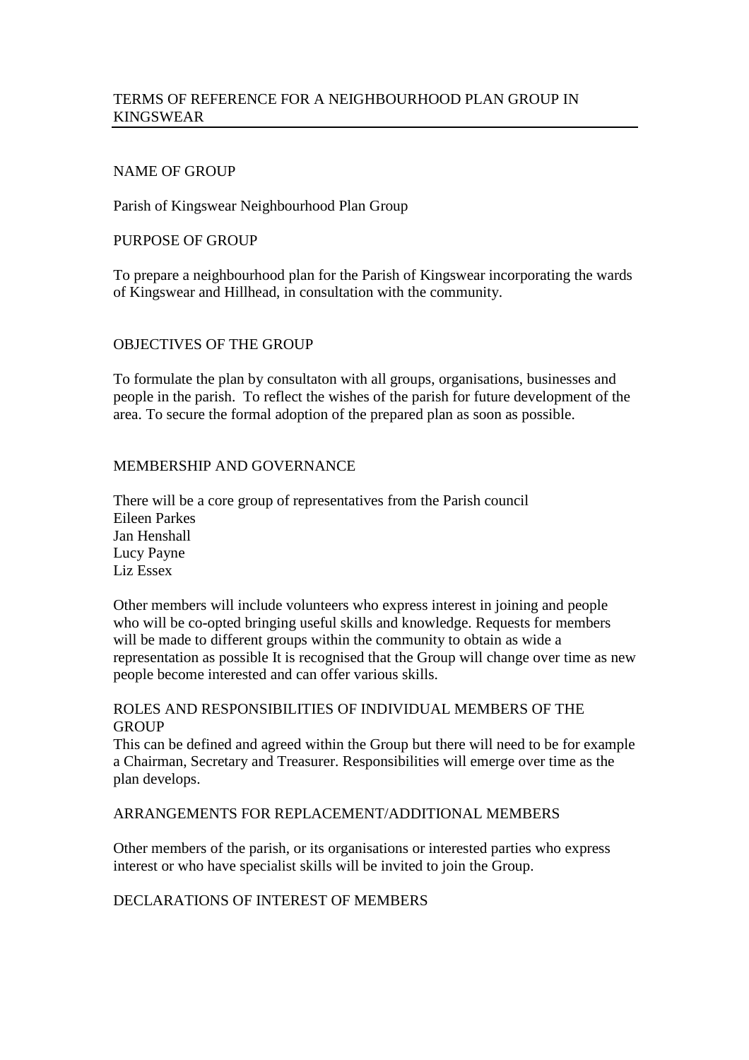# TERMS OF REFERENCE FOR A NEIGHBOURHOOD PLAN GROUP IN KINGSWEAR

## NAME OF GROUP

Parish of Kingswear Neighbourhood Plan Group

## PURPOSE OF GROUP

To prepare a neighbourhood plan for the Parish of Kingswear incorporating the wards of Kingswear and Hillhead, in consultation with the community.

## OBJECTIVES OF THE GROUP

To formulate the plan by consultaton with all groups, organisations, businesses and people in the parish. To reflect the wishes of the parish for future development of the area. To secure the formal adoption of the prepared plan as soon as possible.

## MEMBERSHIP AND GOVERNANCE

There will be a core group of representatives from the Parish council
Eileen Parkes
Jan Henshall
Lucy Payne
Liz Essex

Other members will include volunteers who express interest in joining and people who will be co-opted bringing useful skills and knowledge. Requests for members will be made to different groups within the community to obtain as wide a representation as possible It is recognised that the Group will change over time as new people become interested and can offer various skills.

## ROLES AND RESPONSIBILITIES OF INDIVIDUAL MEMBERS OF THE GROUP

This can be defined and agreed within the Group but there will need to be for example a Chairman, Secretary and Treasurer. Responsibilities will emerge over time as the plan develops.

## ARRANGEMENTS FOR REPLACEMENT/ADDITIONAL MEMBERS

Other members of the parish, or its organisations or interested parties who express interest or who have specialist skills will be invited to join the Group.

## DECLARATIONS OF INTEREST OF MEMBERS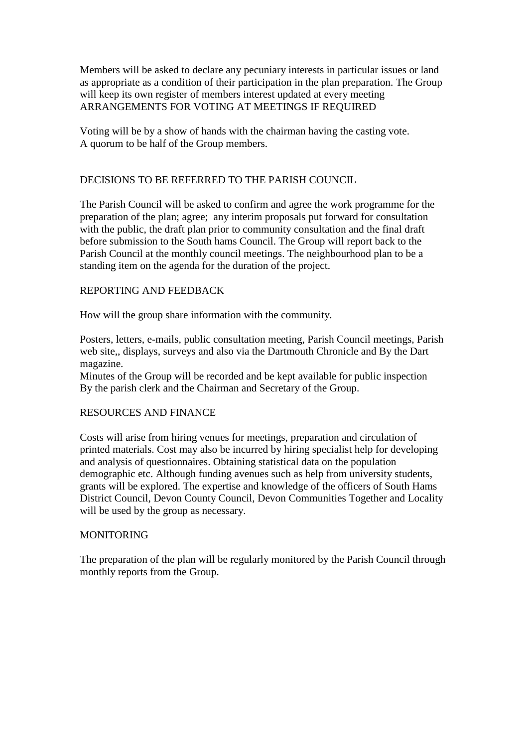Members will be asked to declare any pecuniary interests in particular issues or land as appropriate as a condition of their participation in the plan preparation. The Group will keep its own register of members interest updated at every meeting

## ARRANGEMENTS FOR VOTING AT MEETINGS IF REQUIRED

Voting will be by a show of hands with the chairman having the casting vote.
A quorum to be half of the Group members.

## DECISIONS TO BE REFERRED TO THE PARISH COUNCIL

The Parish Council will be asked to confirm and agree the work programme for the preparation of the plan; agree; any interim proposals put forward for consultation with the public, the draft plan prior to community consultation and the final draft before submission to the South hams Council. The Group will report back to the Parish Council at the monthly council meetings. The neighbourhood plan to be a standing item on the agenda for the duration of the project.

## REPORTING AND FEEDBACK

How will the group share information with the community.

Posters, letters, e-mails, public consultation meeting, Parish Council meetings, Parish web site,, displays, surveys and also via the Dartmouth Chronicle and By the Dart magazine.
Minutes of the Group will be recorded and be kept available for public inspection By the parish clerk and the Chairman and Secretary of the Group.

## RESOURCES AND FINANCE

Costs will arise from hiring venues for meetings, preparation and circulation of printed materials. Cost may also be incurred by hiring specialist help for developing and analysis of questionnaires. Obtaining statistical data on the population demographic etc. Although funding avenues such as help from university students, grants will be explored. The expertise and knowledge of the officers of South Hams District Council, Devon County Council, Devon Communities Together and Locality will be used by the group as necessary.

## MONITORING

The preparation of the plan will be regularly monitored by the Parish Council through monthly reports from the Group.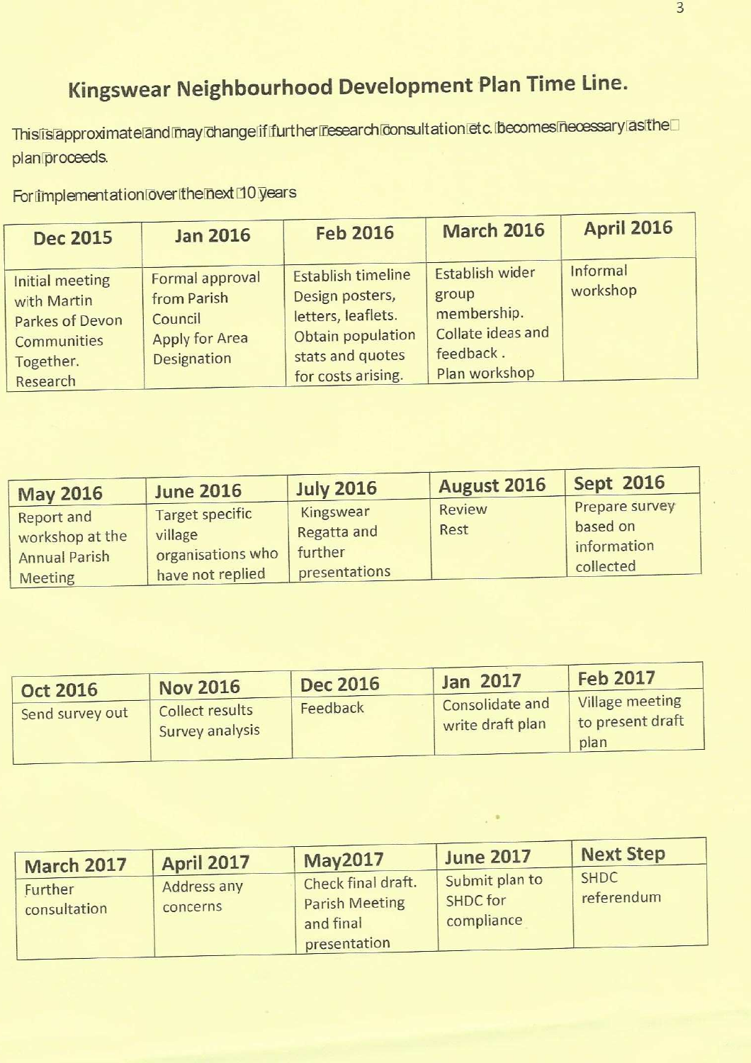# Kingswear Neighbourhood Development Plan Time Line.

This is approximate and may change if further research consultation etc. becomes necessary as the plan proceeds.

For implementation over the next 10 years

| Dec 2015 | Jan 2016 | Feb 2016 | March 2016 | April 2016 |
|---|---|---|---|---|
| Initial meeting with Martin Parkes of Devon Communities Together. Research | Formal approval from Parish Council Apply for Area Designation | Establish timeline Design posters, letters, leaflets. Obtain population stats and quotes for costs arising. | Establish wider group membership. Collate ideas and feedback . Plan workshop | Informal workshop |

| May 2016 | June 2016 | July 2016 | August 2016 | Sept 2016 |
|---|---|---|---|---|
| Report and workshop at the Annual Parish Meeting | Target specific village organisations who have not replied | Kingswear Regatta and further presentations | Review Rest | Prepare survey based on information collected |

| Oct 2016 | Nov 2016 | Dec 2016 | Jan 2017 | Feb 2017 |
|---|---|---|---|---|
| Send survey out | Collect results Survey analysis | Feedback | Consolidate and write draft plan | Village meeting to present draft plan |

| March 2017 | April 2017 | May2017 | June 2017 | Next Step |
|---|---|---|---|---|
| Further consultation | Address any concerns | Check final draft. Parish Meeting and final presentation | Submit plan to SHDC for compliance | SHDC referendum |